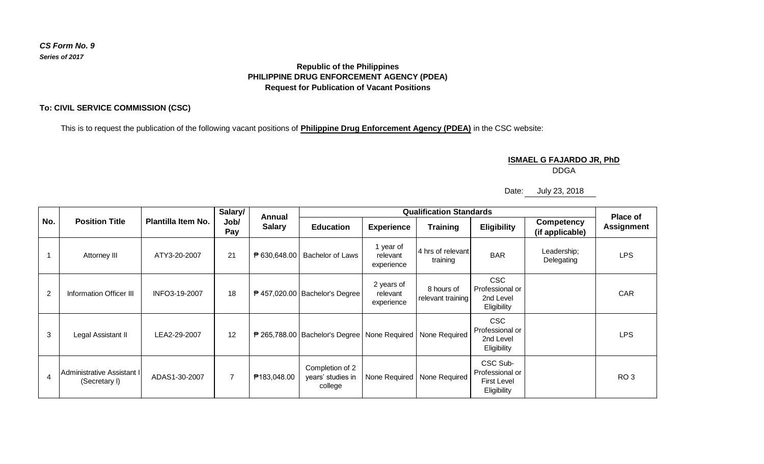*CS Form No. 9*
***Series of 2017***

**Republic of the Philippines**
**PHILIPPINE DRUG ENFORCEMENT AGENCY (PDEA)**
**Request for Publication of Vacant Positions**

**To: CIVIL SERVICE COMMISSION (CSC)**

This is to request the publication of the following vacant positions of **Philippine Drug Enforcement Agency (PDEA)** in the CSC website:

**ISMAEL G FAJARDO JR, PhD**
DDGA

Date: July 23, 2018

| No. | Position Title | Plantilla Item No. | Salary/ Job/ Pay | Annual Salary | Qualification Standards | | | | | Place of Assignment |
|---|---|---|---|---|---|---|---|---|---|---|
| | | | | | Education | Experience | Training | Eligibility | Competency (if applicable) | |
| 1 | Attorney III | ATY3-20-2007 | 21 | ₱ 630,648.00 | Bachelor of Laws | 1 year of relevant experience | 4 hrs of relevant training | BAR | Leadership; Delegating | LPS |
| 2 | Information Officer III | INFO3-19-2007 | 18 | ₱ 457,020.00 | Bachelor's Degree | 2 years of relevant experience | 8 hours of relevant training | CSC Professional or 2nd Level Eligibility | | CAR |
| 3 | Legal Assistant II | LEA2-29-2007 | 12 | ₱ 265,788.00 | Bachelor's Degree | None Required | None Required | CSC Professional or 2nd Level Eligibility | | LPS |
| 4 | Administrative Assistant I (Secretary I) | ADAS1-30-2007 | 7 | ₱183,048.00 | Completion of 2 years' studies in college | None Required | None Required | CSC Sub-Professional or First Level Eligibility | | RO 3 |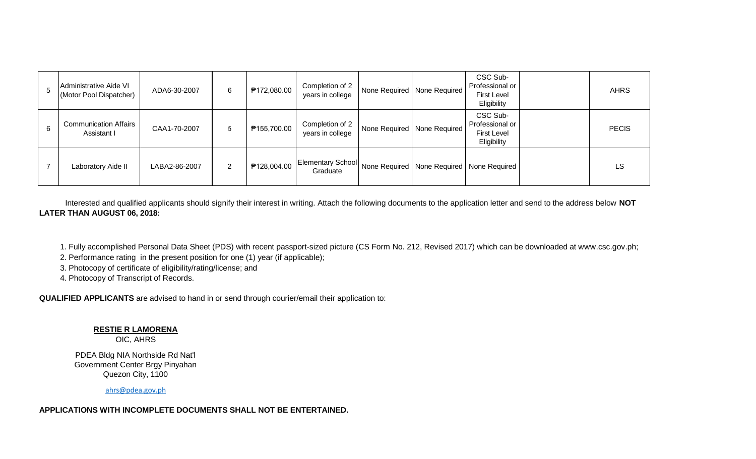| | | | | | | | | | | |
|---|---|---|---|---|---|---|---|---|---|---|
| 5 | Administrative Aide VI (Motor Pool Dispatcher) | ADA6-30-2007 | 6 | ₱172,080.00 | Completion of 2 years in college | None Required | None Required | CSC Sub-Professional or First Level Eligibility | | AHRS |
| 6 | Communication Affairs Assistant I | CAA1-70-2007 | 5 | ₱155,700.00 | Completion of 2 years in college | None Required | None Required | CSC Sub-Professional or First Level Eligibility | | PECIS |
| 7 | Laboratory Aide II | LABA2-86-2007 | 2 | ₱128,004.00 | Elementary School Graduate | None Required | None Required | None Required | | LS |

Interested and qualified applicants should signify their interest in writing. Attach the following documents to the application letter and send to the address below **NOT LATER THAN AUGUST 06, 2018:**

1. Fully accomplished Personal Data Sheet (PDS) with recent passport-sized picture (CS Form No. 212, Revised 2017) which can be downloaded at www.csc.gov.ph;
2. Performance rating in the present position for one (1) year (if applicable);
3. Photocopy of certificate of eligibility/rating/license; and
4. Photocopy of Transcript of Records.

**QUALIFIED APPLICANTS** are advised to hand in or send through courier/email their application to:

**RESTIE R LAMORENA**
OIC, AHRS

PDEA Bldg NIA Northside Rd Nat'l Government Center Brgy Pinyahan
Quezon City, 1100

ahrs@pdea.gov.ph

**APPLICATIONS WITH INCOMPLETE DOCUMENTS SHALL NOT BE ENTERTAINED.**